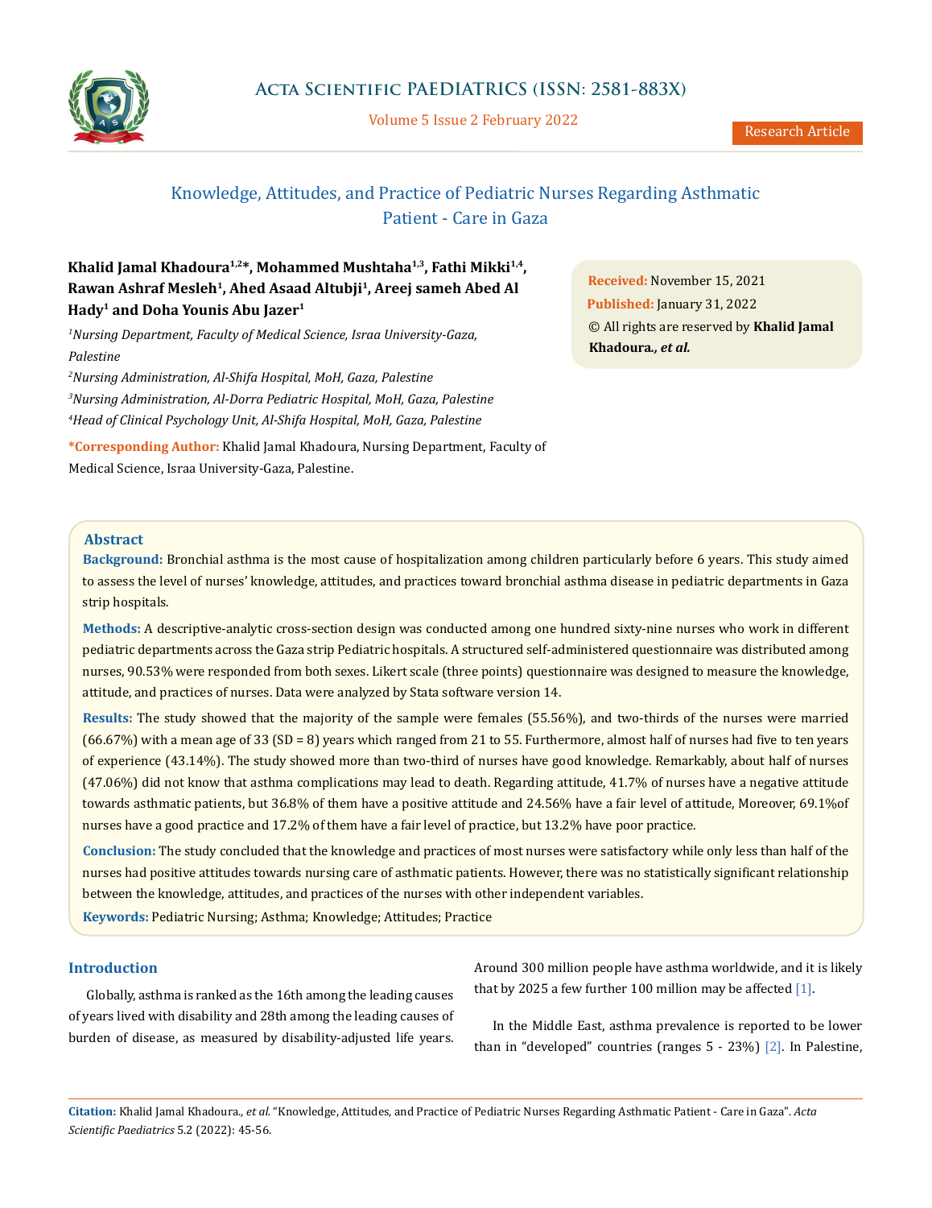# Knowledge, Attitudes, and Practice of Pediatric Nurses Regarding Asthmatic Patient - Care in Gaza

**Khalid Jamal Khadoura[1,2]*, Mohammed Mushtaha[1,3], Fathi Mikki[1,4], Rawan Ashraf Mesleh[1], Ahed Asaad Altubji[1], Areej sameh Abed Al Hady[1] and Doha Younis Abu Jazer[1]**

[1]*Nursing Department, Faculty of Medical Science, Israa University-Gaza, Palestine*

[2]*Nursing Administration, Al-Shifa Hospital, MoH, Gaza, Palestine*

[3]*Nursing Administration, Al-Dorra Pediatric Hospital, MoH, Gaza, Palestine*

[4]*Head of Clinical Psychology Unit, Al-Shifa Hospital, MoH, Gaza, Palestine*

**\*Corresponding Author:** Khalid Jamal Khadoura, Nursing Department, Faculty of Medical Science, Israa University-Gaza, Palestine.

**Received:** November 15, 2021

**Published:** January 31, 2022

© All rights are reserved by **Khalid Jamal Khadoura*., et al.***

## Abstract

**Background:** Bronchial asthma is the most cause of hospitalization among children particularly before 6 years. This study aimed to assess the level of nurses' knowledge, attitudes, and practices toward bronchial asthma disease in pediatric departments in Gaza strip hospitals.

**Methods:** A descriptive-analytic cross-section design was conducted among one hundred sixty-nine nurses who work in different pediatric departments across the Gaza strip Pediatric hospitals. A structured self-administered questionnaire was distributed among nurses, 90.53% were responded from both sexes. Likert scale (three points) questionnaire was designed to measure the knowledge, attitude, and practices of nurses. Data were analyzed by Stata software version 14.

**Results:** The study showed that the majority of the sample were females (55.56%), and two-thirds of the nurses were married (66.67%) with a mean age of 33 (SD = 8) years which ranged from 21 to 55. Furthermore, almost half of nurses had five to ten years of experience (43.14%). The study showed more than two-third of nurses have good knowledge. Remarkably, about half of nurses (47.06%) did not know that asthma complications may lead to death. Regarding attitude, 41.7% of nurses have a negative attitude towards asthmatic patients, but 36.8% of them have a positive attitude and 24.56% have a fair level of attitude, Moreover, 69.1%of nurses have a good practice and 17.2% of them have a fair level of practice, but 13.2% have poor practice.

**Conclusion:** The study concluded that the knowledge and practices of most nurses were satisfactory while only less than half of the nurses had positive attitudes towards nursing care of asthmatic patients. However, there was no statistically significant relationship between the knowledge, attitudes, and practices of the nurses with other independent variables.

**Keywords:** Pediatric Nursing; Asthma; Knowledge; Attitudes; Practice

## Introduction

Globally, asthma is ranked as the 16th among the leading causes of years lived with disability and 28th among the leading causes of burden of disease, as measured by disability-adjusted life years. Around 300 million people have asthma worldwide, and it is likely that by 2025 a few further 100 million may be affected [1].

In the Middle East, asthma prevalence is reported to be lower than in "developed" countries (ranges 5 - 23%) [2]. In Palestine,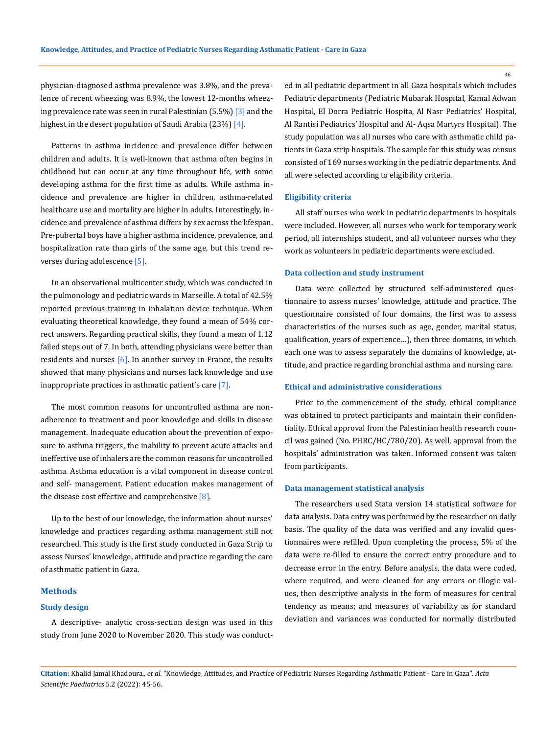physician-diagnosed asthma prevalence was 3.8%, and the prevalence of recent wheezing was 8.9%, the lowest 12-months wheezing prevalence rate was seen in rural Palestinian (5.5%) [3] and the highest in the desert population of Saudi Arabia (23%) [4].

Patterns in asthma incidence and prevalence differ between children and adults. It is well-known that asthma often begins in childhood but can occur at any time throughout life, with some developing asthma for the first time as adults. While asthma incidence and prevalence are higher in children, asthma-related healthcare use and mortality are higher in adults. Interestingly, incidence and prevalence of asthma differs by sex across the lifespan. Pre-pubertal boys have a higher asthma incidence, prevalence, and hospitalization rate than girls of the same age, but this trend reverses during adolescence [5].

In an observational multicenter study, which was conducted in the pulmonology and pediatric wards in Marseille. A total of 42.5% reported previous training in inhalation device technique. When evaluating theoretical knowledge, they found a mean of 54% correct answers. Regarding practical skills, they found a mean of 1.12 failed steps out of 7. In both, attending physicians were better than residents and nurses [6]. In another survey in France, the results showed that many physicians and nurses lack knowledge and use inappropriate practices in asthmatic patient's care [7].

The most common reasons for uncontrolled asthma are non-adherence to treatment and poor knowledge and skills in disease management. Inadequate education about the prevention of exposure to asthma triggers, the inability to prevent acute attacks and ineffective use of inhalers are the common reasons for uncontrolled asthma. Asthma education is a vital component in disease control and self- management. Patient education makes management of the disease cost effective and comprehensive [8].

Up to the best of our knowledge, the information about nurses' knowledge and practices regarding asthma management still not researched. This study is the first study conducted in Gaza Strip to assess Nurses' knowledge, attitude and practice regarding the care of asthmatic patient in Gaza.

## Methods

### Study design

A descriptive- analytic cross-section design was used in this study from June 2020 to November 2020. This study was conducted in all pediatric department in all Gaza hospitals which includes Pediatric departments (Pediatric Mubarak Hospital, Kamal Adwan Hospital, El Dorra Pediatric Hospita, Al Nasr Pediatrics' Hospital, Al Rantisi Pediatrics' Hospital and Al- Aqsa Martyrs Hospital). The study population was all nurses who care with asthmatic child patients in Gaza strip hospitals. The sample for this study was census consisted of 169 nurses working in the pediatric departments. And all were selected according to eligibility criteria.

### Eligibility criteria

All staff nurses who work in pediatric departments in hospitals were included. However, all nurses who work for temporary work period, all internships student, and all volunteer nurses who they work as volunteers in pediatric departments were excluded.

### Data collection and study instrument

Data were collected by structured self-administered questionnaire to assess nurses' knowledge, attitude and practice. The questionnaire consisted of four domains, the first was to assess characteristics of the nurses such as age, gender, marital status, qualification, years of experience…), then three domains, in which each one was to assess separately the domains of knowledge, attitude, and practice regarding bronchial asthma and nursing care.

### Ethical and administrative considerations

Prior to the commencement of the study, ethical compliance was obtained to protect participants and maintain their confidentiality. Ethical approval from the Palestinian health research council was gained (No. PHRC/HC/780/20). As well, approval from the hospitals' administration was taken. Informed consent was taken from participants.

### Data management statistical analysis

The researchers used Stata version 14 statistical software for data analysis. Data entry was performed by the researcher on daily basis. The quality of the data was verified and any invalid questionnaires were refilled. Upon completing the process, 5% of the data were re-filled to ensure the correct entry procedure and to decrease error in the entry. Before analysis, the data were coded, where required, and were cleaned for any errors or illogic values, then descriptive analysis in the form of measures for central tendency as means; and measures of variability as for standard deviation and variances was conducted for normally distributed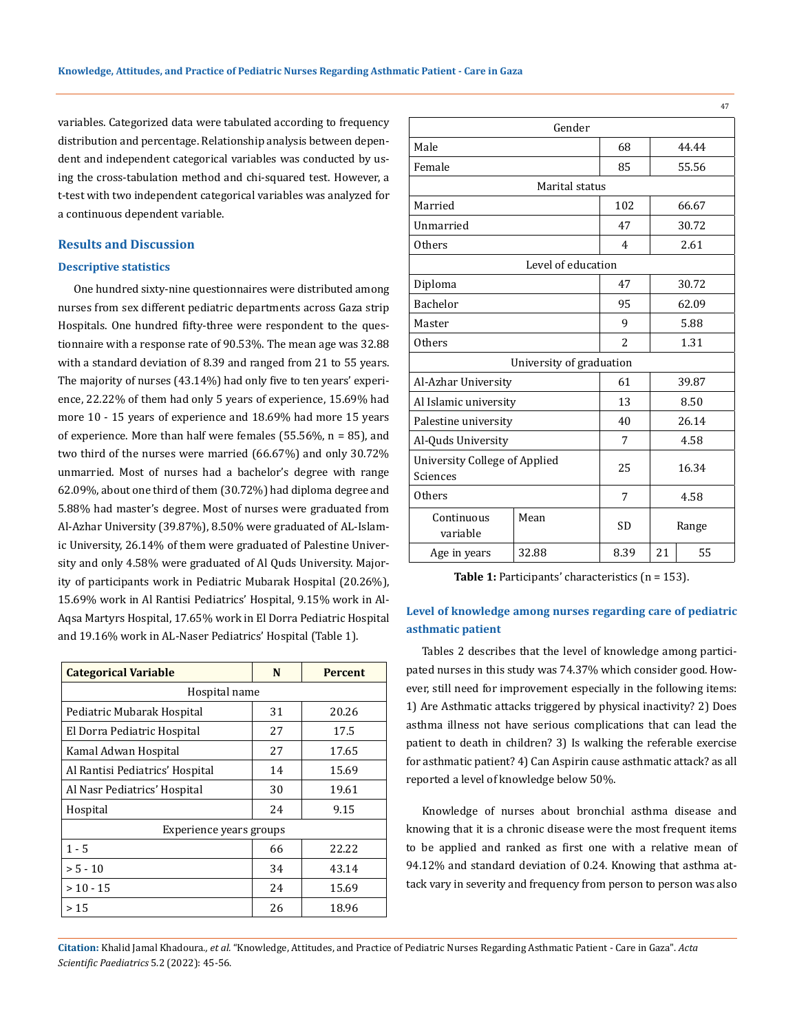variables. Categorized data were tabulated according to frequency distribution and percentage. Relationship analysis between dependent and independent categorical variables was conducted by using the cross-tabulation method and chi-squared test. However, a t-test with two independent categorical variables was analyzed for a continuous dependent variable.

## Results and Discussion

### Descriptive statistics

One hundred sixty-nine questionnaires were distributed among nurses from sex different pediatric departments across Gaza strip Hospitals. One hundred fifty-three were respondent to the questionnaire with a response rate of 90.53%. The mean age was 32.88 with a standard deviation of 8.39 and ranged from 21 to 55 years. The majority of nurses (43.14%) had only five to ten years' experience, 22.22% of them had only 5 years of experience, 15.69% had more 10 - 15 years of experience and 18.69% had more 15 years of experience. More than half were females (55.56%, n = 85), and two third of the nurses were married (66.67%) and only 30.72% unmarried. Most of nurses had a bachelor's degree with range 62.09%, about one third of them (30.72%) had diploma degree and 5.88% had master's degree. Most of nurses were graduated from Al-Azhar University (39.87%), 8.50% were graduated of AL-Islamic University, 26.14% of them were graduated of Palestine University and only 4.58% were graduated of Al Quds University. Majority of participants work in Pediatric Mubarak Hospital (20.26%), 15.69% work in Al Rantisi Pediatrics' Hospital, 9.15% work in Al-Aqsa Martyrs Hospital, 17.65% work in El Dorra Pediatric Hospital and 19.16% work in AL-Naser Pediatrics' Hospital (Table 1).

| Categorical Variable | | N | Percent | |
|---|---|---|---|---|
| Hospital name | | | | |
| Pediatric Mubarak Hospital | | 31 | 20.26 | |
| El Dorra Pediatric Hospital | | 27 | 17.5 | |
| Kamal Adwan Hospital | | 27 | 17.65 | |
| Al Rantisi Pediatrics' Hospital | | 14 | 15.69 | |
| Al Nasr Pediatrics' Hospital | | 30 | 19.61 | |
| Hospital | | 24 | 9.15 | |
| Experience years groups | | | | |
| 1 - 5 | | 66 | 22.22 | |
| > 5 - 10 | | 34 | 43.14 | |
| > 10 - 15 | | 24 | 15.69 | |
| > 15 | | 26 | 18.96 | |
| Gender | | | | |
| Male | | 68 | 44.44 | |
| Female | | 85 | 55.56 | |
| Marital status | | | | |
| Married | | 102 | 66.67 | |
| Unmarried | | 47 | 30.72 | |
| Others | | 4 | 2.61 | |
| Level of education | | | | |
| Diploma | | 47 | 30.72 | |
| Bachelor | | 95 | 62.09 | |
| Master | | 9 | 5.88 | |
| Others | | 2 | 1.31 | |
| University of graduation | | | | |
| Al-Azhar University | | 61 | 39.87 | |
| Al Islamic university | | 13 | 8.50 | |
| Palestine university | | 40 | 26.14 | |
| Al-Quds University | | 7 | 4.58 | |
| University College of Applied Sciences | | 25 | 16.34 | |
| Others | | 7 | 4.58 | |
| Continuous variable | Mean | SD | Range | |
| Age in years | 32.88 | 8.39 | 21 | 55 |

**Table 1:** Participants' characteristics (n = 153).

### Level of knowledge among nurses regarding care of pediatric asthmatic patient

Tables 2 describes that the level of knowledge among participated nurses in this study was 74.37% which consider good. However, still need for improvement especially in the following items: 1) Are Asthmatic attacks triggered by physical inactivity? 2) Does asthma illness not have serious complications that can lead the patient to death in children? 3) Is walking the referable exercise for asthmatic patient? 4) Can Aspirin cause asthmatic attack? as all reported a level of knowledge below 50%.

Knowledge of nurses about bronchial asthma disease and knowing that it is a chronic disease were the most frequent items to be applied and ranked as first one with a relative mean of 94.12% and standard deviation of 0.24. Knowing that asthma attack vary in severity and frequency from person to person was also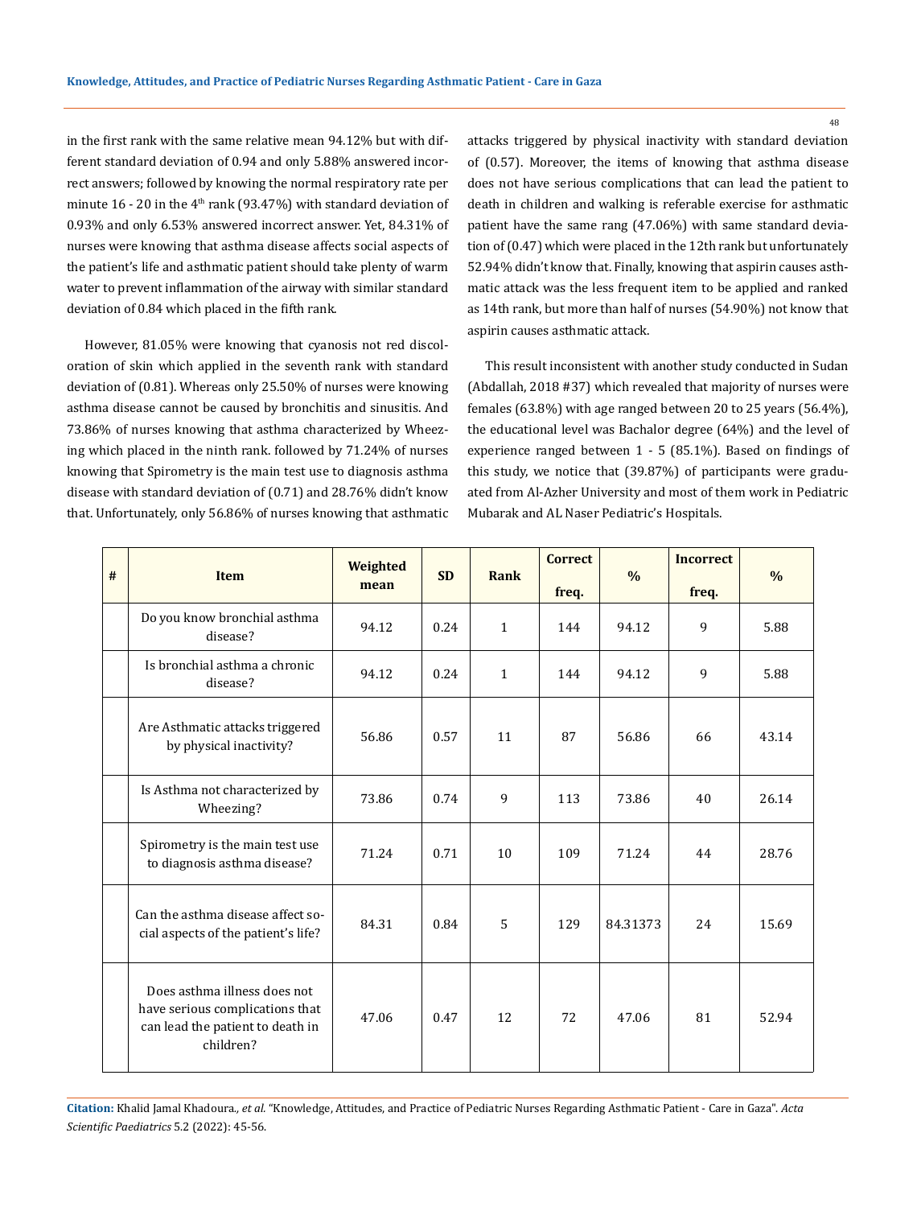in the first rank with the same relative mean 94.12% but with different standard deviation of 0.94 and only 5.88% answered incorrect answers; followed by knowing the normal respiratory rate per minute 16 - 20 in the 4th rank (93.47%) with standard deviation of 0.93% and only 6.53% answered incorrect answer. Yet, 84.31% of nurses were knowing that asthma disease affects social aspects of the patient's life and asthmatic patient should take plenty of warm water to prevent inflammation of the airway with similar standard deviation of 0.84 which placed in the fifth rank.

However, 81.05% were knowing that cyanosis not red discoloration of skin which applied in the seventh rank with standard deviation of (0.81). Whereas only 25.50% of nurses were knowing asthma disease cannot be caused by bronchitis and sinusitis. And 73.86% of nurses knowing that asthma characterized by Wheezing which placed in the ninth rank. followed by 71.24% of nurses knowing that Spirometry is the main test use to diagnosis asthma disease with standard deviation of (0.71) and 28.76% didn't know that. Unfortunately, only 56.86% of nurses knowing that asthmatic attacks triggered by physical inactivity with standard deviation of (0.57). Moreover, the items of knowing that asthma disease does not have serious complications that can lead the patient to death in children and walking is referable exercise for asthmatic patient have the same rang (47.06%) with same standard deviation of (0.47) which were placed in the 12th rank but unfortunately 52.94% didn't know that. Finally, knowing that aspirin causes asthmatic attack was the less frequent item to be applied and ranked as 14th rank, but more than half of nurses (54.90%) not know that aspirin causes asthmatic attack.

This result inconsistent with another study conducted in Sudan (Abdallah, 2018 #37) which revealed that majority of nurses were females (63.8%) with age ranged between 20 to 25 years (56.4%), the educational level was Bachalor degree (64%) and the level of experience ranged between 1 - 5 (85.1%). Based on findings of this study, we notice that (39.87%) of participants were graduated from Al-Azher University and most of them work in Pediatric Mubarak and AL Naser Pediatric's Hospitals.

| # | Item | Weighted mean | SD | Rank | Correct freq. | % | Incorrect freq. | % |
|---|---|---|---|---|---|---|---|---|
| | Do you know bronchial asthma disease? | 94.12 | 0.24 | 1 | 144 | 94.12 | 9 | 5.88 |
| | Is bronchial asthma a chronic disease? | 94.12 | 0.24 | 1 | 144 | 94.12 | 9 | 5.88 |
| | Are Asthmatic attacks triggered by physical inactivity? | 56.86 | 0.57 | 11 | 87 | 56.86 | 66 | 43.14 |
| | Is Asthma not characterized by Wheezing? | 73.86 | 0.74 | 9 | 113 | 73.86 | 40 | 26.14 |
| | Spirometry is the main test use to diagnosis asthma disease? | 71.24 | 0.71 | 10 | 109 | 71.24 | 44 | 28.76 |
| | Can the asthma disease affect social aspects of the patient's life? | 84.31 | 0.84 | 5 | 129 | 84.31373 | 24 | 15.69 |
| | Does asthma illness does not have serious complications that can lead the patient to death in children? | 47.06 | 0.47 | 12 | 72 | 47.06 | 81 | 52.94 |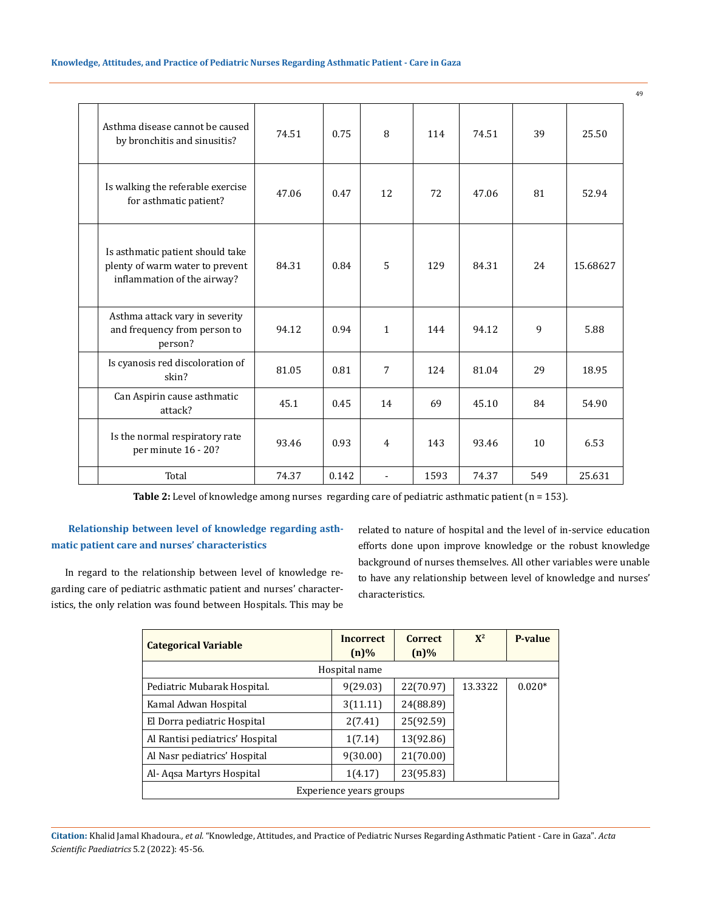|  |  |  |  |  |  |  |  |  |
|---|---|---|---|---|---|---|---|---|
|  | Asthma disease cannot be caused by bronchitis and sinusitis? | 74.51 | 0.75 | 8 | 114 | 74.51 | 39 | 25.50 |
|  | Is walking the referable exercise for asthmatic patient? | 47.06 | 0.47 | 12 | 72 | 47.06 | 81 | 52.94 |
|  | Is asthmatic patient should take plenty of warm water to prevent inflammation of the airway? | 84.31 | 0.84 | 5 | 129 | 84.31 | 24 | 15.68627 |
|  | Asthma attack vary in severity and frequency from person to person? | 94.12 | 0.94 | 1 | 144 | 94.12 | 9 | 5.88 |
|  | Is cyanosis red discoloration of skin? | 81.05 | 0.81 | 7 | 124 | 81.04 | 29 | 18.95 |
|  | Can Aspirin cause asthmatic attack? | 45.1 | 0.45 | 14 | 69 | 45.10 | 84 | 54.90 |
|  | Is the normal respiratory rate per minute 16 - 20? | 93.46 | 0.93 | 4 | 143 | 93.46 | 10 | 6.53 |
|  | Total | 74.37 | 0.142 | - | 1593 | 74.37 | 549 | 25.631 |

**Table 2:** Level of knowledge among nurses regarding care of pediatric asthmatic patient (n = 153).

### Relationship between level of knowledge regarding asthmatic patient care and nurses' characteristics

In regard to the relationship between level of knowledge regarding care of pediatric asthmatic patient and nurses' characteristics, the only relation was found between Hospitals. This may be related to nature of hospital and the level of in-service education efforts done upon improve knowledge or the robust knowledge background of nurses themselves. All other variables were unable to have any relationship between level of knowledge and nurses' characteristics.

| Categorical Variable | Incorrect (n)% | Correct (n)% | $X^2$ | P-value |
|---|---|---|---|---|
| Hospital name | | | | |
| Pediatric Mubarak Hospital. | 9(29.03) | 22(70.97) | 13.3322 | 0.020* |
| Kamal Adwan Hospital | 3(11.11) | 24(88.89) | | |
| El Dorra pediatric Hospital | 2(7.41) | 25(92.59) | | |
| Al Rantisi pediatrics' Hospital | 1(7.14) | 13(92.86) | | |
| Al Nasr pediatrics' Hospital | 9(30.00) | 21(70.00) | | |
| Al- Aqsa Martyrs Hospital | 1(4.17) | 23(95.83) | | |
| Experience years groups | | | | |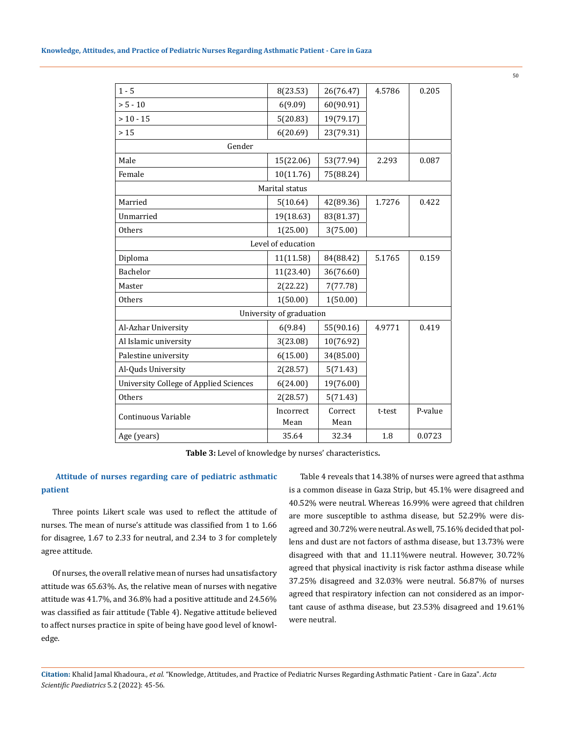| | | | | |
|---|---|---|---|---|
| 1 - 5 | 8(23.53) | 26(76.47) | 4.5786 | 0.205 |
| > 5 - 10 | 6(9.09) | 60(90.91) | | |
| > 10 - 15 | 5(20.83) | 19(79.17) | | |
| > 15 | 6(20.69) | 23(79.31) | | |
| Gender | | | | |
| Male | 15(22.06) | 53(77.94) | 2.293 | 0.087 |
| Female | 10(11.76) | 75(88.24) | | |
| Marital status | | | | |
| Married | 5(10.64) | 42(89.36) | 1.7276 | 0.422 |
| Unmarried | 19(18.63) | 83(81.37) | | |
| Others | 1(25.00) | 3(75.00) | | |
| Level of education | | | | |
| Diploma | 11(11.58) | 84(88.42) | 5.1765 | 0.159 |
| Bachelor | 11(23.40) | 36(76.60) | | |
| Master | 2(22.22) | 7(77.78) | | |
| Others | 1(50.00) | 1(50.00) | | |
| University of graduation | | | | |
| Al-Azhar University | 6(9.84) | 55(90.16) | 4.9771 | 0.419 |
| Al Islamic university | 3(23.08) | 10(76.92) | | |
| Palestine university | 6(15.00) | 34(85.00) | | |
| Al-Quds University | 2(28.57) | 5(71.43) | | |
| University College of Applied Sciences | 6(24.00) | 19(76.00) | | |
| Others | 2(28.57) | 5(71.43) | | |
| Continuous Variable | Incorrect Mean | Correct Mean | t-test | P-value |
| Age (years) | 35.64 | 32.34 | 1.8 | 0.0723 |

**Table 3:** Level of knowledge by nurses' characteristics**.**

### Attitude of nurses regarding care of pediatric asthmatic patient

Three points Likert scale was used to reflect the attitude of nurses. The mean of nurse's attitude was classified from 1 to 1.66 for disagree, 1.67 to 2.33 for neutral, and 2.34 to 3 for completely agree attitude.

Of nurses, the overall relative mean of nurses had unsatisfactory attitude was 65.63%. As, the relative mean of nurses with negative attitude was 41.7%, and 36.8% had a positive attitude and 24.56% was classified as fair attitude (Table 4). Negative attitude believed to affect nurses practice in spite of being have good level of knowledge.

Table 4 reveals that 14.38% of nurses were agreed that asthma is a common disease in Gaza Strip, but 45.1% were disagreed and 40.52% were neutral. Whereas 16.99% were agreed that children are more susceptible to asthma disease, but 52.29% were disagreed and 30.72% were neutral. As well, 75.16% decided that pollens and dust are not factors of asthma disease, but 13.73% were disagreed with that and 11.11%were neutral. However, 30.72% agreed that physical inactivity is risk factor asthma disease while 37.25% disagreed and 32.03% were neutral. 56.87% of nurses agreed that respiratory infection can not considered as an important cause of asthma disease, but 23.53% disagreed and 19.61% were neutral.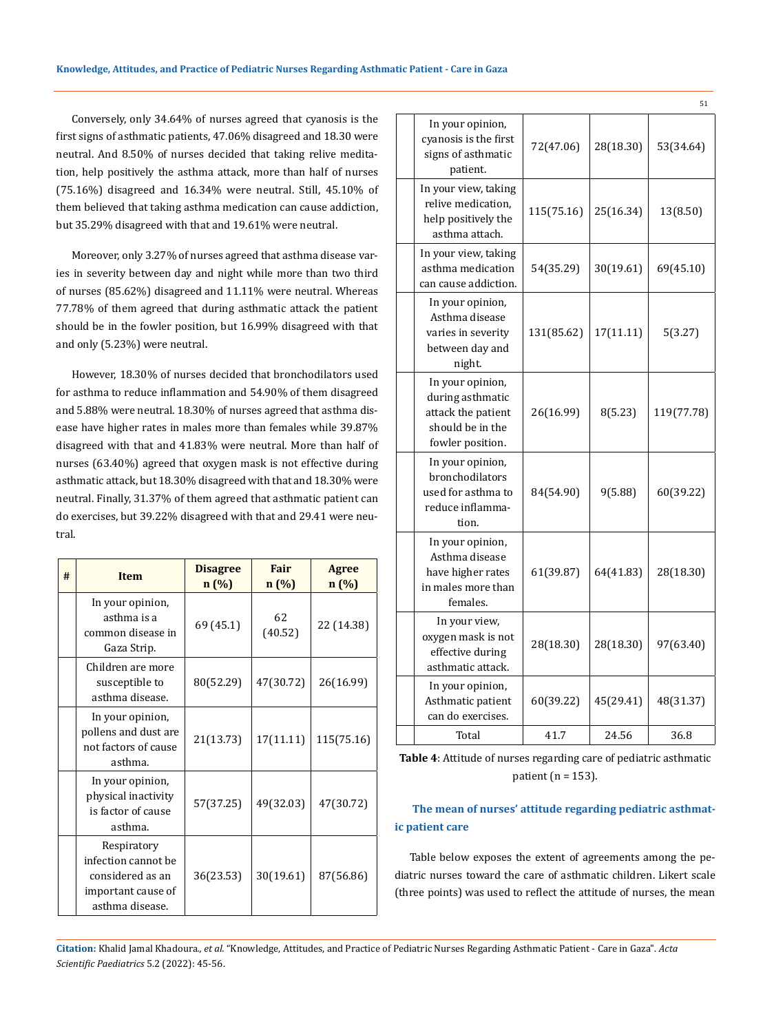Conversely, only 34.64% of nurses agreed that cyanosis is the first signs of asthmatic patients, 47.06% disagreed and 18.30 were neutral. And 8.50% of nurses decided that taking relive meditation, help positively the asthma attack, more than half of nurses (75.16%) disagreed and 16.34% were neutral. Still, 45.10% of them believed that taking asthma medication can cause addiction, but 35.29% disagreed with that and 19.61% were neutral.

Moreover, only 3.27% of nurses agreed that asthma disease varies in severity between day and night while more than two third of nurses (85.62%) disagreed and 11.11% were neutral. Whereas 77.78% of them agreed that during asthmatic attack the patient should be in the fowler position, but 16.99% disagreed with that and only (5.23%) were neutral.

However, 18.30% of nurses decided that bronchodilators used for asthma to reduce inflammation and 54.90% of them disagreed and 5.88% were neutral. 18.30% of nurses agreed that asthma disease have higher rates in males more than females while 39.87% disagreed with that and 41.83% were neutral. More than half of nurses (63.40%) agreed that oxygen mask is not effective during asthmatic attack, but 18.30% disagreed with that and 18.30% were neutral. Finally, 31.37% of them agreed that asthmatic patient can do exercises, but 39.22% disagreed with that and 29.41 were neutral.

| # | Item | Disagree n (%) | Fair n (%) | Agree n (%) |
|---|---|---|---|---|
| | In your opinion, asthma is a common disease in Gaza Strip. | 69 (45.1) | 62 (40.52) | 22 (14.38) |
| | Children are more susceptible to asthma disease. | 80(52.29) | 47(30.72) | 26(16.99) |
| | In your opinion, pollens and dust are not factors of cause asthma. | 21(13.73) | 17(11.11) | 115(75.16) |
| | In your opinion, physical inactivity is factor of cause asthma. | 57(37.25) | 49(32.03) | 47(30.72) |
| | Respiratory infection cannot be considered as an important cause of asthma disease. | 36(23.53) | 30(19.61) | 87(56.86) |
| | In your opinion, cyanosis is the first signs of asthmatic patient. | 72(47.06) | 28(18.30) | 53(34.64) |
| | In your view, taking relive medication, help positively the asthma attach. | 115(75.16) | 25(16.34) | 13(8.50) |
| | In your view, taking asthma medication can cause addiction. | 54(35.29) | 30(19.61) | 69(45.10) |
| | In your opinion, Asthma disease varies in severity between day and night. | 131(85.62) | 17(11.11) | 5(3.27) |
| | In your opinion, during asthmatic attack the patient should be in the fowler position. | 26(16.99) | 8(5.23) | 119(77.78) |
| | In your opinion, bronchodilators used for asthma to reduce inflammation. | 84(54.90) | 9(5.88) | 60(39.22) |
| | In your opinion, Asthma disease have higher rates in males more than females. | 61(39.87) | 64(41.83) | 28(18.30) |
| | In your view, oxygen mask is not effective during asthmatic attack. | 28(18.30) | 28(18.30) | 97(63.40) |
| | In your opinion, Asthmatic patient can do exercises. | 60(39.22) | 45(29.41) | 48(31.37) |
| | Total | 41.7 | 24.56 | 36.8 |

**Table 4**: Attitude of nurses regarding care of pediatric asthmatic patient (n = 153).

### The mean of nurses' attitude regarding pediatric asthmatic patient care

Table below exposes the extent of agreements among the pediatric nurses toward the care of asthmatic children. Likert scale (three points) was used to reflect the attitude of nurses, the mean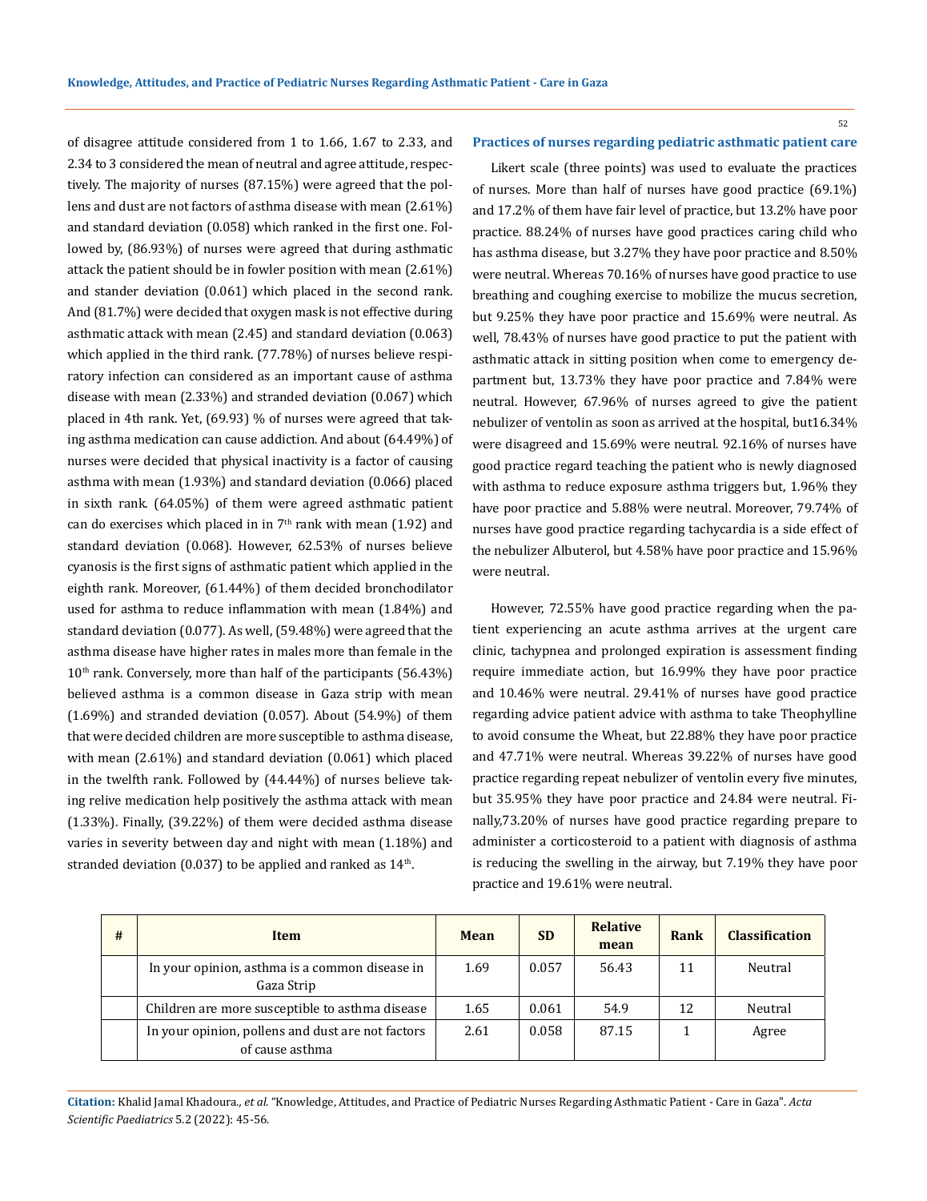of disagree attitude considered from 1 to 1.66, 1.67 to 2.33, and 2.34 to 3 considered the mean of neutral and agree attitude, respectively. The majority of nurses (87.15%) were agreed that the pollens and dust are not factors of asthma disease with mean (2.61%) and standard deviation (0.058) which ranked in the first one. Followed by, (86.93%) of nurses were agreed that during asthmatic attack the patient should be in fowler position with mean (2.61%) and stander deviation (0.061) which placed in the second rank. And (81.7%) were decided that oxygen mask is not effective during asthmatic attack with mean (2.45) and standard deviation (0.063) which applied in the third rank. (77.78%) of nurses believe respiratory infection can considered as an important cause of asthma disease with mean (2.33%) and stranded deviation (0.067) which placed in 4th rank. Yet, (69.93) % of nurses were agreed that taking asthma medication can cause addiction. And about (64.49%) of nurses were decided that physical inactivity is a factor of causing asthma with mean (1.93%) and standard deviation (0.066) placed in sixth rank. (64.05%) of them were agreed asthmatic patient can do exercises which placed in in 7th rank with mean (1.92) and standard deviation (0.068). However, 62.53% of nurses believe cyanosis is the first signs of asthmatic patient which applied in the eighth rank. Moreover, (61.44%) of them decided bronchodilator used for asthma to reduce inflammation with mean (1.84%) and standard deviation (0.077). As well, (59.48%) were agreed that the asthma disease have higher rates in males more than female in the 10th rank. Conversely, more than half of the participants (56.43%) believed asthma is a common disease in Gaza strip with mean (1.69%) and stranded deviation (0.057). About (54.9%) of them that were decided children are more susceptible to asthma disease, with mean (2.61%) and standard deviation (0.061) which placed in the twelfth rank. Followed by (44.44%) of nurses believe taking relive medication help positively the asthma attack with mean (1.33%). Finally, (39.22%) of them were decided asthma disease varies in severity between day and night with mean (1.18%) and stranded deviation (0.037) to be applied and ranked as 14th.

### Practices of nurses regarding pediatric asthmatic patient care

Likert scale (three points) was used to evaluate the practices of nurses. More than half of nurses have good practice (69.1%) and 17.2% of them have fair level of practice, but 13.2% have poor practice. 88.24% of nurses have good practices caring child who has asthma disease, but 3.27% they have poor practice and 8.50% were neutral. Whereas 70.16% of nurses have good practice to use breathing and coughing exercise to mobilize the mucus secretion, but 9.25% they have poor practice and 15.69% were neutral. As well, 78.43% of nurses have good practice to put the patient with asthmatic attack in sitting position when come to emergency department but, 13.73% they have poor practice and 7.84% were neutral. However, 67.96% of nurses agreed to give the patient nebulizer of ventolin as soon as arrived at the hospital, but16.34% were disagreed and 15.69% were neutral. 92.16% of nurses have good practice regard teaching the patient who is newly diagnosed with asthma to reduce exposure asthma triggers but, 1.96% they have poor practice and 5.88% were neutral. Moreover, 79.74% of nurses have good practice regarding tachycardia is a side effect of the nebulizer Albuterol, but 4.58% have poor practice and 15.96% were neutral.

However, 72.55% have good practice regarding when the patient experiencing an acute asthma arrives at the urgent care clinic, tachypnea and prolonged expiration is assessment finding require immediate action, but 16.99% they have poor practice and 10.46% were neutral. 29.41% of nurses have good practice regarding advice patient advice with asthma to take Theophylline to avoid consume the Wheat, but 22.88% they have poor practice and 47.71% were neutral. Whereas 39.22% of nurses have good practice regarding repeat nebulizer of ventolin every five minutes, but 35.95% they have poor practice and 24.84 were neutral. Finally,73.20% of nurses have good practice regarding prepare to administer a corticosteroid to a patient with diagnosis of asthma is reducing the swelling in the airway, but 7.19% they have poor practice and 19.61% were neutral.

| # | Item | Mean | SD | Relative mean | Rank | Classification |
|---|---|---|---|---|---|---|
| | In your opinion, asthma is a common disease in Gaza Strip | 1.69 | 0.057 | 56.43 | 11 | Neutral |
| | Children are more susceptible to asthma disease | 1.65 | 0.061 | 54.9 | 12 | Neutral |
| | In your opinion, pollens and dust are not factors of cause asthma | 2.61 | 0.058 | 87.15 | 1 | Agree |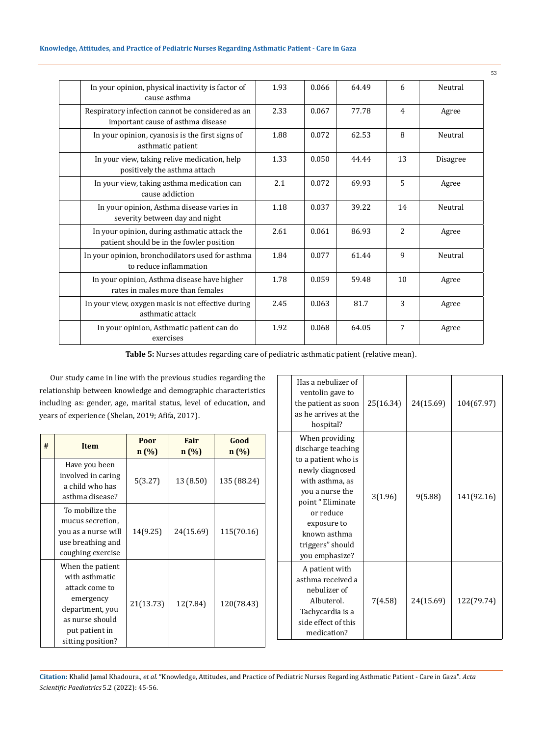| | | | | | | |
|---|---|---|---|---|---|---|
| | In your opinion, physical inactivity is factor of cause asthma | 1.93 | 0.066 | 64.49 | 6 | Neutral |
| | Respiratory infection cannot be considered as an important cause of asthma disease | 2.33 | 0.067 | 77.78 | 4 | Agree |
| | In your opinion, cyanosis is the first signs of asthmatic patient | 1.88 | 0.072 | 62.53 | 8 | Neutral |
| | In your view, taking relive medication, help positively the asthma attach | 1.33 | 0.050 | 44.44 | 13 | Disagree |
| | In your view, taking asthma medication can cause addiction | 2.1 | 0.072 | 69.93 | 5 | Agree |
| | In your opinion, Asthma disease varies in severity between day and night | 1.18 | 0.037 | 39.22 | 14 | Neutral |
| | In your opinion, during asthmatic attack the patient should be in the fowler position | 2.61 | 0.061 | 86.93 | 2 | Agree |
| | In your opinion, bronchodilators used for asthma to reduce inflammation | 1.84 | 0.077 | 61.44 | 9 | Neutral |
| | In your opinion, Asthma disease have higher rates in males more than females | 1.78 | 0.059 | 59.48 | 10 | Agree |
| | In your view, oxygen mask is not effective during asthmatic attack | 2.45 | 0.063 | 81.7 | 3 | Agree |
| | In your opinion, Asthmatic patient can do exercises | 1.92 | 0.068 | 64.05 | 7 | Agree |

**Table 5:** Nurses attudes regarding care of pediatric asthmatic patient (relative mean).

Our study came in line with the previous studies regarding the relationship between knowledge and demographic characteristics including as: gender, age, marital status, level of education, and years of experience (Shelan, 2019; Afifa, 2017).

| # | Item | Poor n (%) | Fair n (%) | Good n (%) |
|---|---|---|---|---|
| | Have you been involved in caring a child who has asthma disease? | 5(3.27) | 13 (8.50) | 135 (88.24) |
| | To mobilize the mucus secretion, you as a nurse will use breathing and coughing exercise | 14(9.25) | 24(15.69) | 115(70.16) |
| | When the patient with asthmatic attack come to emergency department, you as nurse should put patient in sitting position? | 21(13.73) | 12(7.84) | 120(78.43) |
| | Has a nebulizer of ventolin gave to the patient as soon as he arrives at the hospital? | 25(16.34) | 24(15.69) | 104(67.97) |
| | When providing discharge teaching to a patient who is newly diagnosed with asthma, as you a nurse the point " Eliminate or reduce exposure to known asthma triggers" should you emphasize? | 3(1.96) | 9(5.88) | 141(92.16) |
| | A patient with asthma received a nebulizer of Albuterol. Tachycardia is a side effect of this medication? | 7(4.58) | 24(15.69) | 122(79.74) |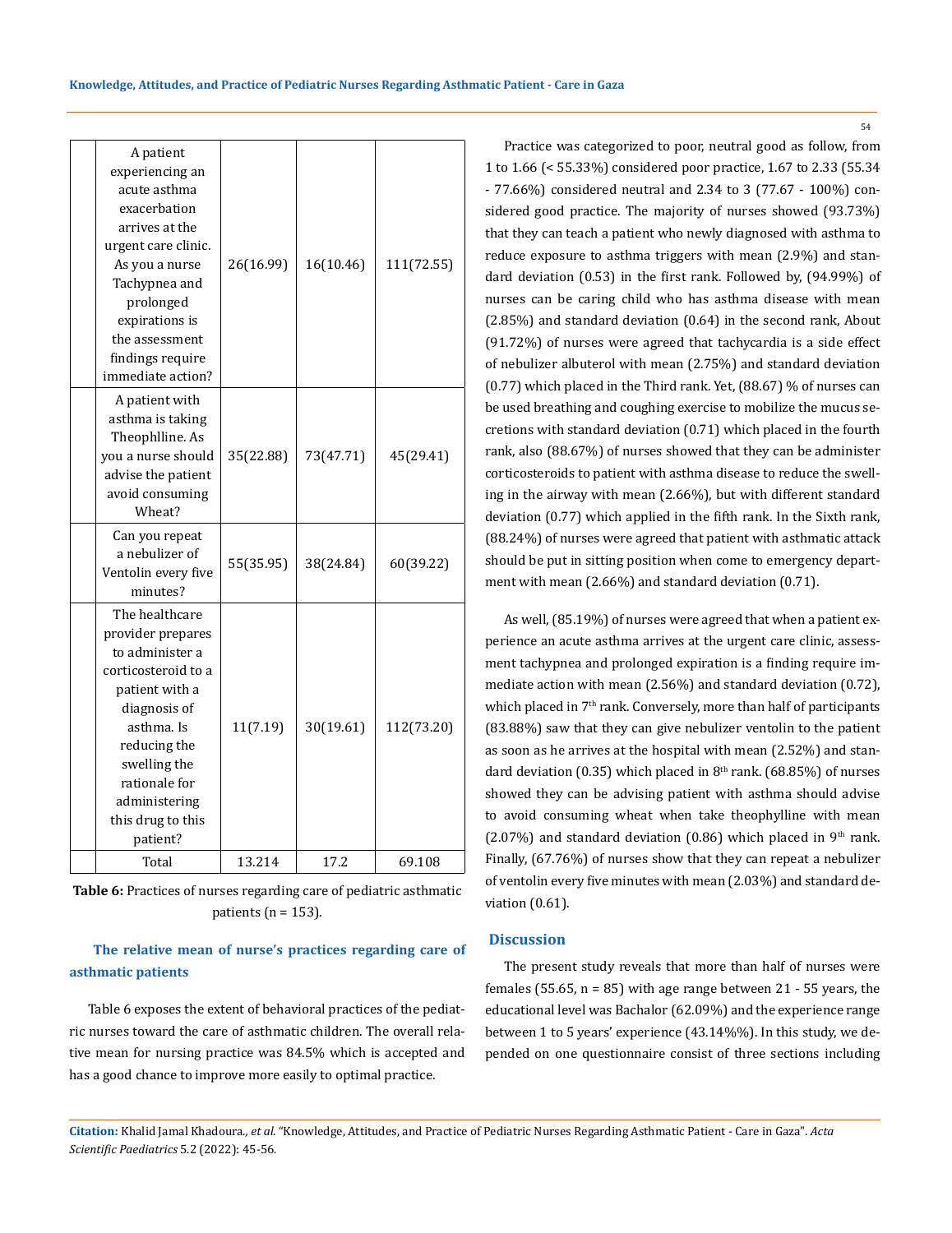| | | | | |
|---|---|---|---|---|
| | A patient experiencing an acute asthma exacerbation arrives at the urgent care clinic. As you a nurse Tachypnea and prolonged expirations is the assessment findings require immediate action? | 26(16.99) | 16(10.46) | 111(72.55) |
| | A patient with asthma is taking Theophlline. As you a nurse should advise the patient avoid consuming Wheat? | 35(22.88) | 73(47.71) | 45(29.41) |
| | Can you repeat a nebulizer of Ventolin every five minutes? | 55(35.95) | 38(24.84) | 60(39.22) |
| | The healthcare provider prepares to administer a corticosteroid to a patient with a diagnosis of asthma. Is reducing the swelling the rationale for administering this drug to this patient? | 11(7.19) | 30(19.61) | 112(73.20) |
| | Total | 13.214 | 17.2 | 69.108 |

**Table 6:** Practices of nurses regarding care of pediatric asthmatic patients (n = 153).

### The relative mean of nurse's practices regarding care of asthmatic patients

Table 6 exposes the extent of behavioral practices of the pediatric nurses toward the care of asthmatic children. The overall relative mean for nursing practice was 84.5% which is accepted and has a good chance to improve more easily to optimal practice.

Practice was categorized to poor, neutral good as follow, from 1 to 1.66 (< 55.33%) considered poor practice, 1.67 to 2.33 (55.34 - 77.66%) considered neutral and 2.34 to 3 (77.67 - 100%) considered good practice. The majority of nurses showed (93.73%) that they can teach a patient who newly diagnosed with asthma to reduce exposure to asthma triggers with mean (2.9%) and standard deviation (0.53) in the first rank. Followed by, (94.99%) of nurses can be caring child who has asthma disease with mean (2.85%) and standard deviation (0.64) in the second rank, About (91.72%) of nurses were agreed that tachycardia is a side effect of nebulizer albuterol with mean (2.75%) and standard deviation (0.77) which placed in the Third rank. Yet, (88.67) % of nurses can be used breathing and coughing exercise to mobilize the mucus secretions with standard deviation (0.71) which placed in the fourth rank, also (88.67%) of nurses showed that they can be administer corticosteroids to patient with asthma disease to reduce the swelling in the airway with mean (2.66%), but with different standard deviation (0.77) which applied in the fifth rank. In the Sixth rank, (88.24%) of nurses were agreed that patient with asthmatic attack should be put in sitting position when come to emergency department with mean (2.66%) and standard deviation (0.71).

As well, (85.19%) of nurses were agreed that when a patient experience an acute asthma arrives at the urgent care clinic, assessment tachypnea and prolonged expiration is a finding require immediate action with mean (2.56%) and standard deviation (0.72), which placed in 7th rank. Conversely, more than half of participants (83.88%) saw that they can give nebulizer ventolin to the patient as soon as he arrives at the hospital with mean (2.52%) and standard deviation (0.35) which placed in 8th rank. (68.85%) of nurses showed they can be advising patient with asthma should advise to avoid consuming wheat when take theophylline with mean (2.07%) and standard deviation (0.86) which placed in 9th rank. Finally, (67.76%) of nurses show that they can repeat a nebulizer of ventolin every five minutes with mean (2.03%) and standard deviation (0.61).

## Discussion

The present study reveals that more than half of nurses were females (55.65, n = 85) with age range between 21 - 55 years, the educational level was Bachalor (62.09%) and the experience range between 1 to 5 years' experience (43.14%%). In this study, we depended on one questionnaire consist of three sections including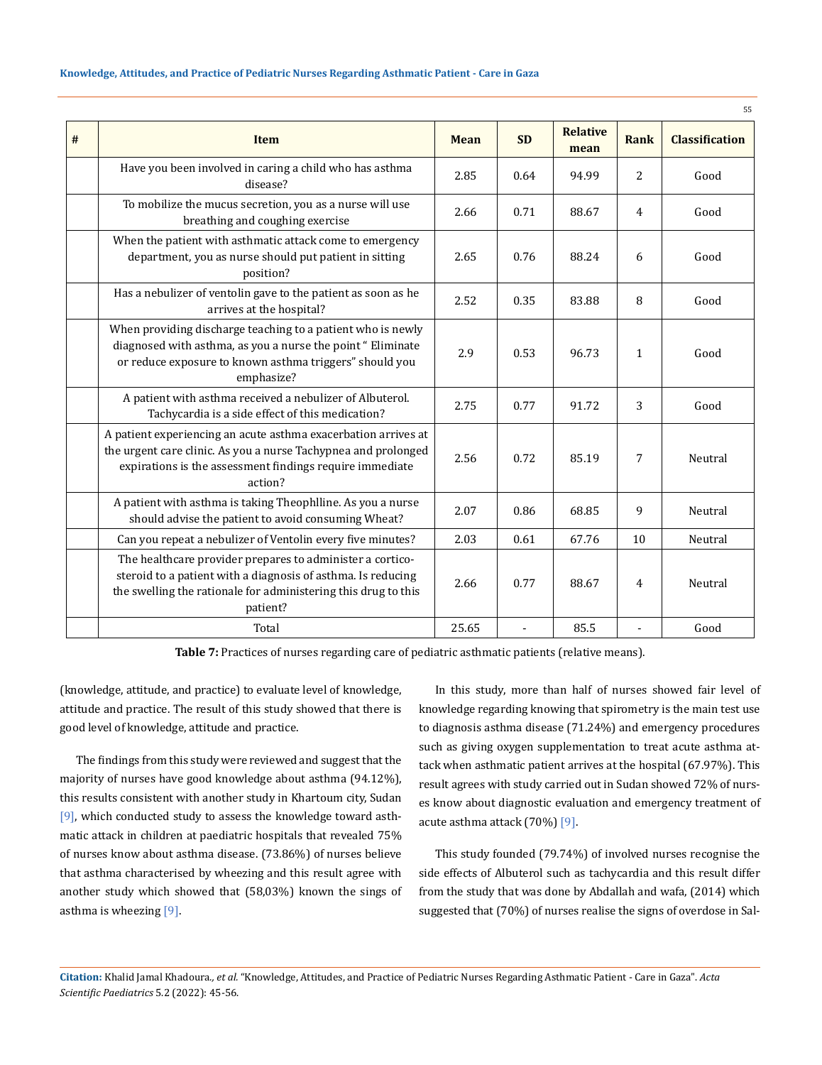| # | Item | Mean | SD | Relative mean | Rank | Classification |
|---|---|---|---|---|---|---|
| | Have you been involved in caring a child who has asthma disease? | 2.85 | 0.64 | 94.99 | 2 | Good |
| | To mobilize the mucus secretion, you as a nurse will use breathing and coughing exercise | 2.66 | 0.71 | 88.67 | 4 | Good |
| | When the patient with asthmatic attack come to emergency department, you as nurse should put patient in sitting position? | 2.65 | 0.76 | 88.24 | 6 | Good |
| | Has a nebulizer of ventolin gave to the patient as soon as he arrives at the hospital? | 2.52 | 0.35 | 83.88 | 8 | Good |
| | When providing discharge teaching to a patient who is newly diagnosed with asthma, as you a nurse the point " Eliminate or reduce exposure to known asthma triggers" should you emphasize? | 2.9 | 0.53 | 96.73 | 1 | Good |
| | A patient with asthma received a nebulizer of Albuterol. Tachycardia is a side effect of this medication? | 2.75 | 0.77 | 91.72 | 3 | Good |
| | A patient experiencing an acute asthma exacerbation arrives at the urgent care clinic. As you a nurse Tachypnea and prolonged expirations is the assessment findings require immediate action? | 2.56 | 0.72 | 85.19 | 7 | Neutral |
| | A patient with asthma is taking Theophlline. As you a nurse should advise the patient to avoid consuming Wheat? | 2.07 | 0.86 | 68.85 | 9 | Neutral |
| | Can you repeat a nebulizer of Ventolin every five minutes? | 2.03 | 0.61 | 67.76 | 10 | Neutral |
| | The healthcare provider prepares to administer a cortico-steroid to a patient with a diagnosis of asthma. Is reducing the swelling the rationale for administering this drug to this patient? | 2.66 | 0.77 | 88.67 | 4 | Neutral |
| | Total | 25.65 | - | 85.5 | - | Good |

**Table 7:** Practices of nurses regarding care of pediatric asthmatic patients (relative means).

(knowledge, attitude, and practice) to evaluate level of knowledge, attitude and practice. The result of this study showed that there is good level of knowledge, attitude and practice.

The findings from this study were reviewed and suggest that the majority of nurses have good knowledge about asthma (94.12%), this results consistent with another study in Khartoum city, Sudan [9], which conducted study to assess the knowledge toward asthmatic attack in children at paediatric hospitals that revealed 75% of nurses know about asthma disease. (73.86%) of nurses believe that asthma characterised by wheezing and this result agree with another study which showed that (58,03%) known the sings of asthma is wheezing [9].

In this study, more than half of nurses showed fair level of knowledge regarding knowing that spirometry is the main test use to diagnosis asthma disease (71.24%) and emergency procedures such as giving oxygen supplementation to treat acute asthma attack when asthmatic patient arrives at the hospital (67.97%). This result agrees with study carried out in Sudan showed 72% of nurses know about diagnostic evaluation and emergency treatment of acute asthma attack (70%) [9].

This study founded (79.74%) of involved nurses recognise the side effects of Albuterol such as tachycardia and this result differ from the study that was done by Abdallah and wafa, (2014) which suggested that (70%) of nurses realise the signs of overdose in Sal-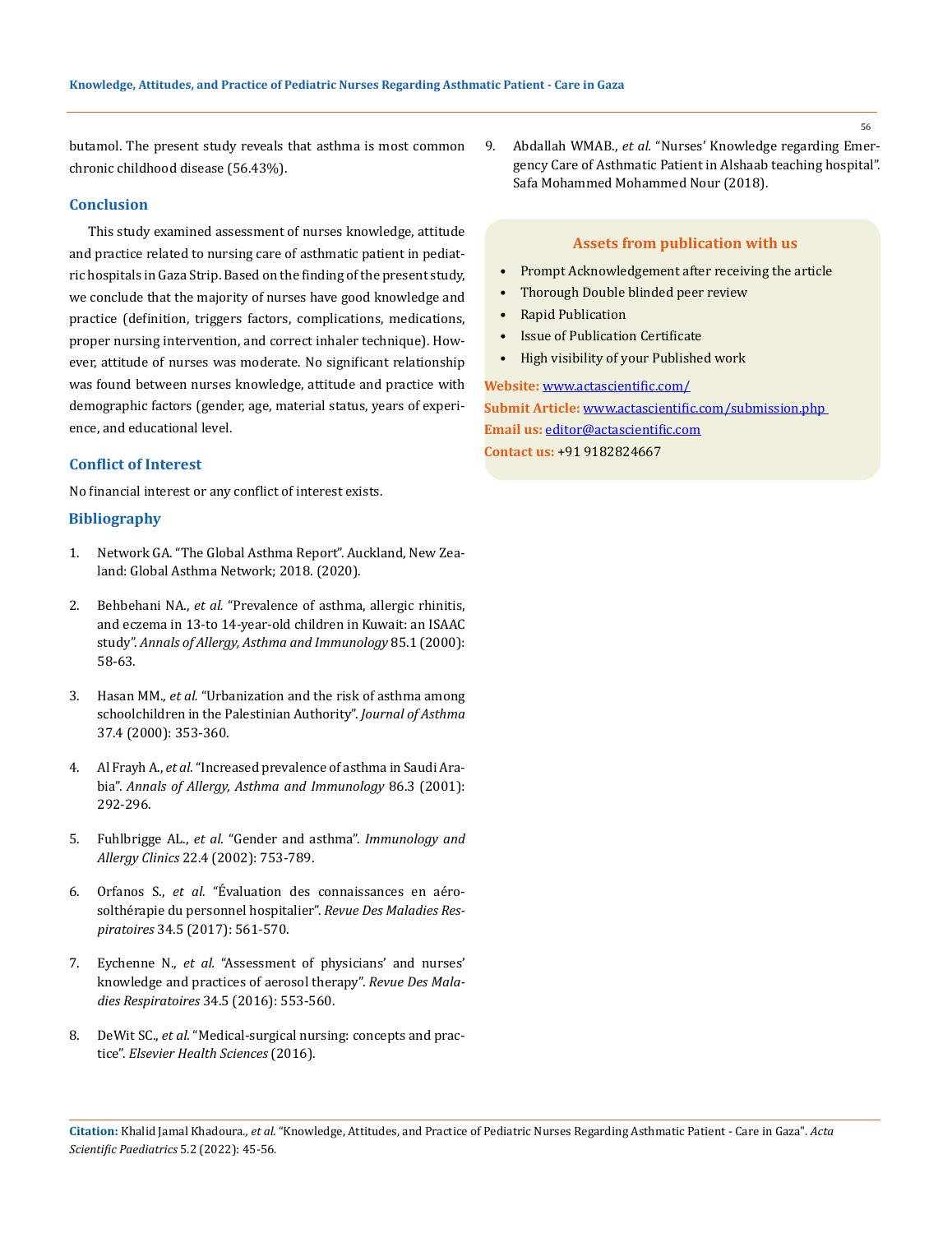butamol. The present study reveals that asthma is most common chronic childhood disease (56.43%).

## Conclusion

This study examined assessment of nurses knowledge, attitude and practice related to nursing care of asthmatic patient in pediatric hospitals in Gaza Strip. Based on the finding of the present study, we conclude that the majority of nurses have good knowledge and practice (definition, triggers factors, complications, medications, proper nursing intervention, and correct inhaler technique). However, attitude of nurses was moderate. No significant relationship was found between nurses knowledge, attitude and practice with demographic factors (gender, age, material status, years of experience, and educational level.

## Conflict of Interest

No financial interest or any conflict of interest exists.

## Bibliography

1. Network GA. "The Global Asthma Report". Auckland, New Zealand: Global Asthma Network; 2018. (2020).
2. Behbehani NA., *et al.* "Prevalence of asthma, allergic rhinitis, and eczema in 13-to 14-year-old children in Kuwait: an ISAAC study". *Annals of Allergy, Asthma and Immunology* 85.1 (2000): 58-63.
3. Hasan MM., *et al.* "Urbanization and the risk of asthma among schoolchildren in the Palestinian Authority". *Journal of Asthma* 37.4 (2000): 353-360.
4. Al Frayh A., *et al.* "Increased prevalence of asthma in Saudi Arabia". *Annals of Allergy, Asthma and Immunology* 86.3 (2001): 292-296.
5. Fuhlbrigge AL., *et al.* "Gender and asthma". *Immunology and Allergy Clinics* 22.4 (2002): 753-789.
6. Orfanos S., *et al.* "Évaluation des connaissances en aérosolthérapie du personnel hospitalier". *Revue Des Maladies Respiratoires* 34.5 (2017): 561-570.
7. Eychenne N., *et al.* "Assessment of physicians' and nurses' knowledge and practices of aerosol therapy". *Revue Des Maladies Respiratoires* 34.5 (2016): 553-560.
8. DeWit SC., *et al.* "Medical-surgical nursing: concepts and practice". *Elsevier Health Sciences* (2016).
9. Abdallah WMAB., *et al.* "Nurses' Knowledge regarding Emergency Care of Asthmatic Patient in Alshaab teaching hospital". Safa Mohammed Mohammed Nour (2018).

**Assets from publication with us**

- Prompt Acknowledgement after receiving the article
- Thorough Double blinded peer review
- Rapid Publication
- Issue of Publication Certificate
- High visibility of your Published work

**Website:** www.actascientific.com/
**Submit Article:** www.actascientific.com/submission.php
**Email us:** editor@actascientific.com
**Contact us:** +91 9182824667